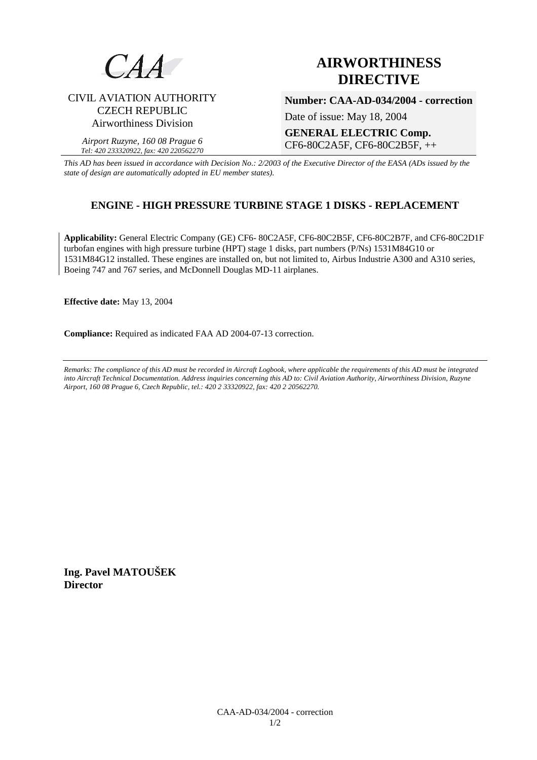CAA

CIVIL AVIATION AUTHORITY
CZECH REPUBLIC
Airworthiness Division

*Airport Ruzyne, 160 08 Prague 6*
*Tel: 420 233320922, fax: 420 220562270*

# AIRWORTHINESS DIRECTIVE

**Number: CAA-AD-034/2004 - correction**

Date of issue: May 18, 2004

**GENERAL ELECTRIC Comp.**
CF6-80C2A5F, CF6-80C2B5F, ++

*This AD has been issued in accordance with Decision No.: 2/2003 of the Executive Director of the EASA (ADs issued by the state of design are automatically adopted in EU member states).*

## ENGINE - HIGH PRESSURE TURBINE STAGE 1 DISKS - REPLACEMENT

**Applicability:** General Electric Company (GE) CF6- 80C2A5F, CF6-80C2B5F, CF6-80C2B7F, and CF6-80C2D1F turbofan engines with high pressure turbine (HPT) stage 1 disks, part numbers (P/Ns) 1531M84G10 or 1531M84G12 installed. These engines are installed on, but not limited to, Airbus Industrie A300 and A310 series, Boeing 747 and 767 series, and McDonnell Douglas MD-11 airplanes.

**Effective date:** May 13, 2004

**Compliance:** Required as indicated FAA AD 2004-07-13 correction.

---

*Remarks: The compliance of this AD must be recorded in Aircraft Logbook, where applicable the requirements of this AD must be integrated into Aircraft Technical Documentation. Address inquiries concerning this AD to: Civil Aviation Authority, Airworthiness Division, Ruzyne Airport, 160 08 Prague 6, Czech Republic, tel.: 420 2 33320922, fax: 420 2 20562270.*

**Ing. Pavel MATOUŠEK**
**Director**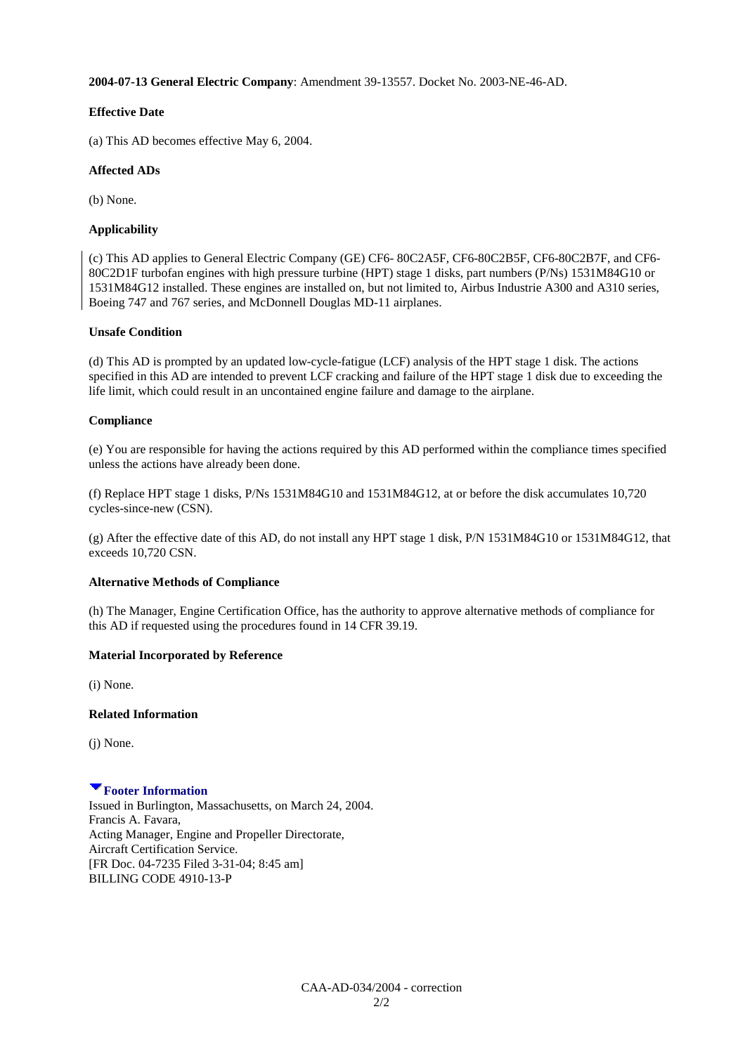**2004-07-13 General Electric Company**: Amendment 39-13557. Docket No. 2003-NE-46-AD.

**Effective Date**

(a) This AD becomes effective May 6, 2004.

**Affected ADs**

(b) None.

**Applicability**

(c) This AD applies to General Electric Company (GE) CF6- 80C2A5F, CF6-80C2B5F, CF6-80C2B7F, and CF6-80C2D1F turbofan engines with high pressure turbine (HPT) stage 1 disks, part numbers (P/Ns) 1531M84G10 or 1531M84G12 installed. These engines are installed on, but not limited to, Airbus Industrie A300 and A310 series, Boeing 747 and 767 series, and McDonnell Douglas MD-11 airplanes.

**Unsafe Condition**

(d) This AD is prompted by an updated low-cycle-fatigue (LCF) analysis of the HPT stage 1 disk. The actions specified in this AD are intended to prevent LCF cracking and failure of the HPT stage 1 disk due to exceeding the life limit, which could result in an uncontained engine failure and damage to the airplane.

**Compliance**

(e) You are responsible for having the actions required by this AD performed within the compliance times specified unless the actions have already been done.

(f) Replace HPT stage 1 disks, P/Ns 1531M84G10 and 1531M84G12, at or before the disk accumulates 10,720 cycles-since-new (CSN).

(g) After the effective date of this AD, do not install any HPT stage 1 disk, P/N 1531M84G10 or 1531M84G12, that exceeds 10,720 CSN.

**Alternative Methods of Compliance**

(h) The Manager, Engine Certification Office, has the authority to approve alternative methods of compliance for this AD if requested using the procedures found in 14 CFR 39.19.

**Material Incorporated by Reference**

(i) None.

**Related Information**

(j) None.

**Footer Information**

Issued in Burlington, Massachusetts, on March 24, 2004.
Francis A. Favara,
Acting Manager, Engine and Propeller Directorate,
Aircraft Certification Service.
[FR Doc. 04-7235 Filed 3-31-04; 8:45 am]
BILLING CODE 4910-13-P